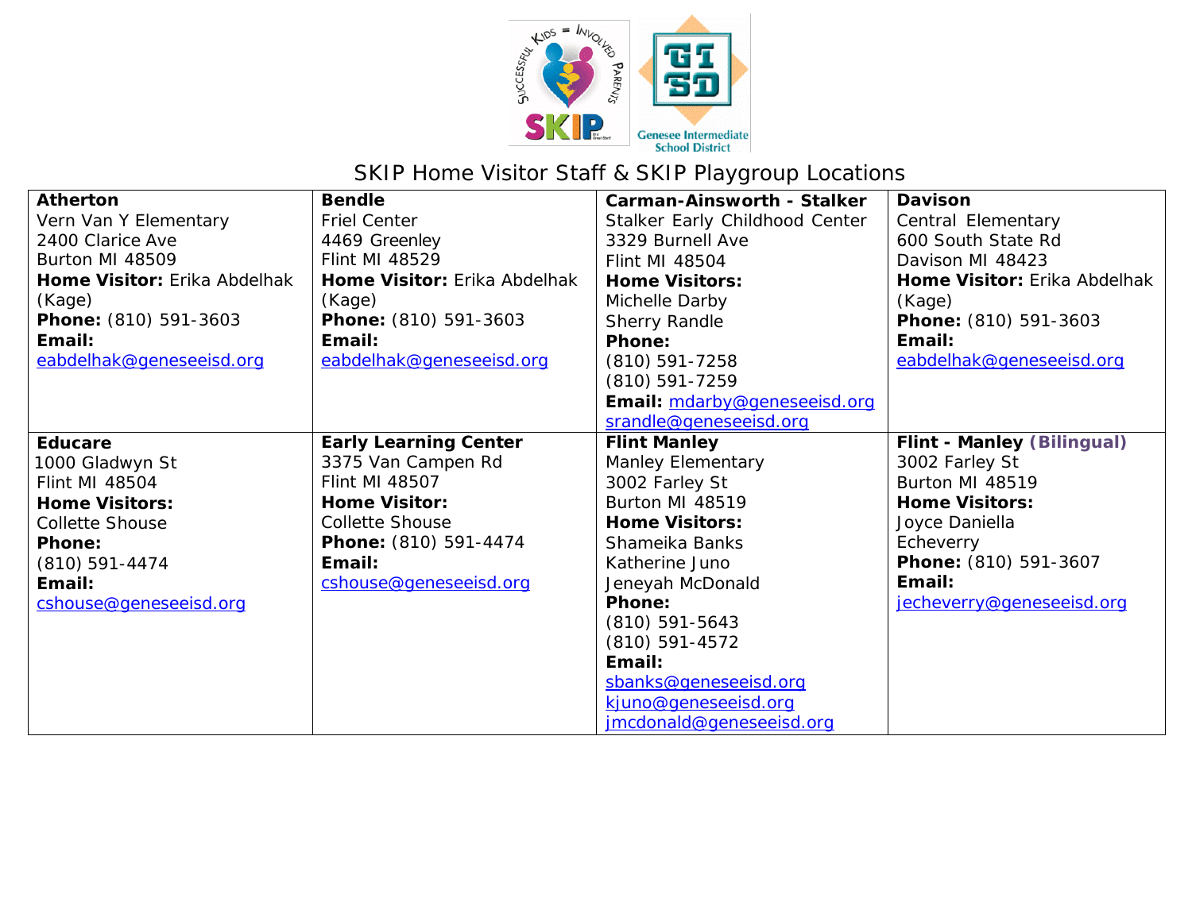# SKIP Home Visitor Staff & SKIP Playgroup Locations

| **Atherton**<br>Vern Van Y Elementary<br>2400 Clarice Ave<br>Burton MI 48509<br>**Home Visitor:** Erika Abdelhak (Kage)<br>**Phone:** (810) 591-3603<br>**Email:**<br>eabdelhak@geneseeisd.org | **Bendle**<br>Friel Center<br>4469 Greenley<br>Flint MI 48529<br>**Home Visitor:** Erika Abdelhak (Kage)<br>**Phone:** (810) 591-3603<br>**Email:**<br>eabdelhak@geneseeisd.org | **Carman-Ainsworth - Stalker**<br>Stalker Early Childhood Center<br>3329 Burnell Ave<br>Flint MI 48504<br>**Home Visitors:**<br>Michelle Darby<br>Sherry Randle<br>**Phone:**<br>(810) 591-7258<br>(810) 591-7259<br>**Email:** mdarby@geneseeisd.org<br>srandle@geneseeisd.org | **Davison**<br>Central Elementary<br>600 South State Rd<br>Davison MI 48423<br>**Home Visitor:** Erika Abdelhak (Kage)<br>**Phone:** (810) 591-3603<br>**Email:**<br>eabdelhak@geneseeisd.org |
|---|---|---|---|
| **Educare**<br>1000 Gladwyn St<br>Flint MI 48504<br>**Home Visitors:**<br>Collette Shouse<br>**Phone:**<br>(810) 591-4474<br>**Email:**<br>cshouse@geneseeisd.org | **Early Learning Center**<br>3375 Van Campen Rd<br>Flint MI 48507<br>**Home Visitor:**<br>Collette Shouse<br>**Phone:** (810) 591-4474<br>**Email:**<br>cshouse@geneseeisd.org | **Flint Manley**<br>Manley Elementary<br>3002 Farley St<br>Burton MI 48519<br>**Home Visitors:**<br>Shameika Banks<br>Katherine Juno<br>Jeneyah McDonald<br>**Phone:**<br>(810) 591-5643<br>(810) 591-4572<br>**Email:**<br>sbanks@geneseeisd.org<br>kjuno@geneseeisd.org<br>jmcdonald@geneseeisd.org | **Flint - Manley (Bilingual)**<br>3002 Farley St<br>Burton MI 48519<br>**Home Visitors:**<br>Joyce Daniella Echeverry<br>**Phone:** (810) 591-3607<br>**Email:**<br>jecheverry@geneseeisd.org |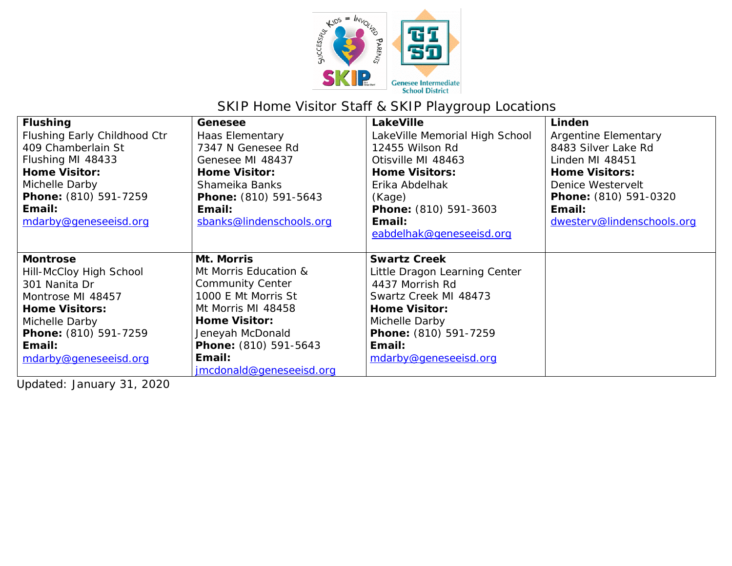SKIP Home Visitor Staff & SKIP Playgroup Locations

| | | | |
|---|---|---|---|
| **Flushing**<br>Flushing Early Childhood Ctr<br>409 Chamberlain St<br>Flushing MI 48433<br>**Home Visitor:**<br>Michelle Darby<br>**Phone:** (810) 591-7259<br>**Email:**<br>mdarby@geneseeisd.org | **Genesee**<br>Haas Elementary<br>7347 N Genesee Rd<br>Genesee MI 48437<br>**Home Visitor:**<br>Shameika Banks<br>**Phone:** (810) 591-5643<br>**Email:**<br>sbanks@lindenschools.org | **LakeVille**<br>LakeVille Memorial High School<br>12455 Wilson Rd<br>Otisville MI 48463<br>**Home Visitors:**<br>Erika Abdelhak<br>(Kage)<br>**Phone:** (810) 591-3603<br>**Email:**<br>eabdelhak@geneseeisd.org | **Linden**<br>Argentine Elementary<br>8483 Silver Lake Rd<br>Linden MI 48451<br>**Home Visitors:**<br>Denice Westervelt<br>**Phone:** (810) 591-0320<br>**Email:**<br>dwesterv@lindenschools.org |
| **Montrose**<br>Hill-McCloy High School<br>301 Nanita Dr<br>Montrose MI 48457<br>**Home Visitors:**<br>Michelle Darby<br>**Phone:** (810) 591-7259<br>**Email:**<br>mdarby@geneseeisd.org | **Mt. Morris**<br>Mt Morris Education &<br>Community Center<br>1000 E Mt Morris St<br>Mt Morris MI 48458<br>**Home Visitor:**<br>Jeneyah McDonald<br>**Phone:** (810) 591-5643<br>**Email:**<br>jmcdonald@geneseeisd.org | **Swartz Creek**<br>Little Dragon Learning Center<br>4437 Morrish Rd<br>Swartz Creek MI 48473<br>**Home Visitor:**<br>Michelle Darby<br>**Phone:** (810) 591-7259<br>**Email:**<br>mdarby@geneseeisd.org | |

Updated: January 31, 2020